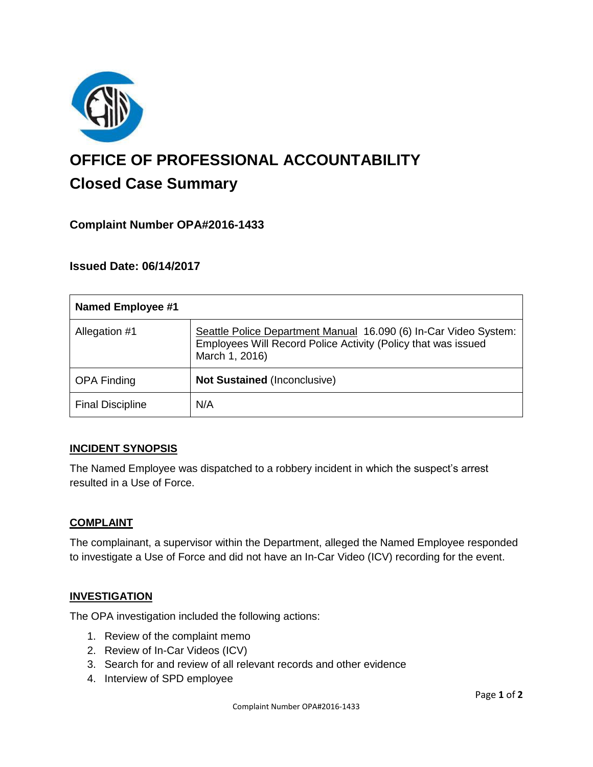# OFFICE OF PROFESSIONAL ACCOUNTABILITY

## Closed Case Summary

### Complaint Number OPA#2016-1433

### Issued Date: 06/14/2017

| Named Employee #1 | |
|---|---|
| Allegation #1 | Seattle Police Department Manual 16.090 (6) In-Car Video System: Employees Will Record Police Activity (Policy that was issued March 1, 2016) |
| OPA Finding | **Not Sustained** (Inconclusive) |
| Final Discipline | N/A |

#### INCIDENT SYNOPSIS

The Named Employee was dispatched to a robbery incident in which the suspect's arrest resulted in a Use of Force.

#### COMPLAINT

The complainant, a supervisor within the Department, alleged the Named Employee responded to investigate a Use of Force and did not have an In-Car Video (ICV) recording for the event.

#### INVESTIGATION

The OPA investigation included the following actions:

1. Review of the complaint memo
2. Review of In-Car Videos (ICV)
3. Search for and review of all relevant records and other evidence
4. Interview of SPD employee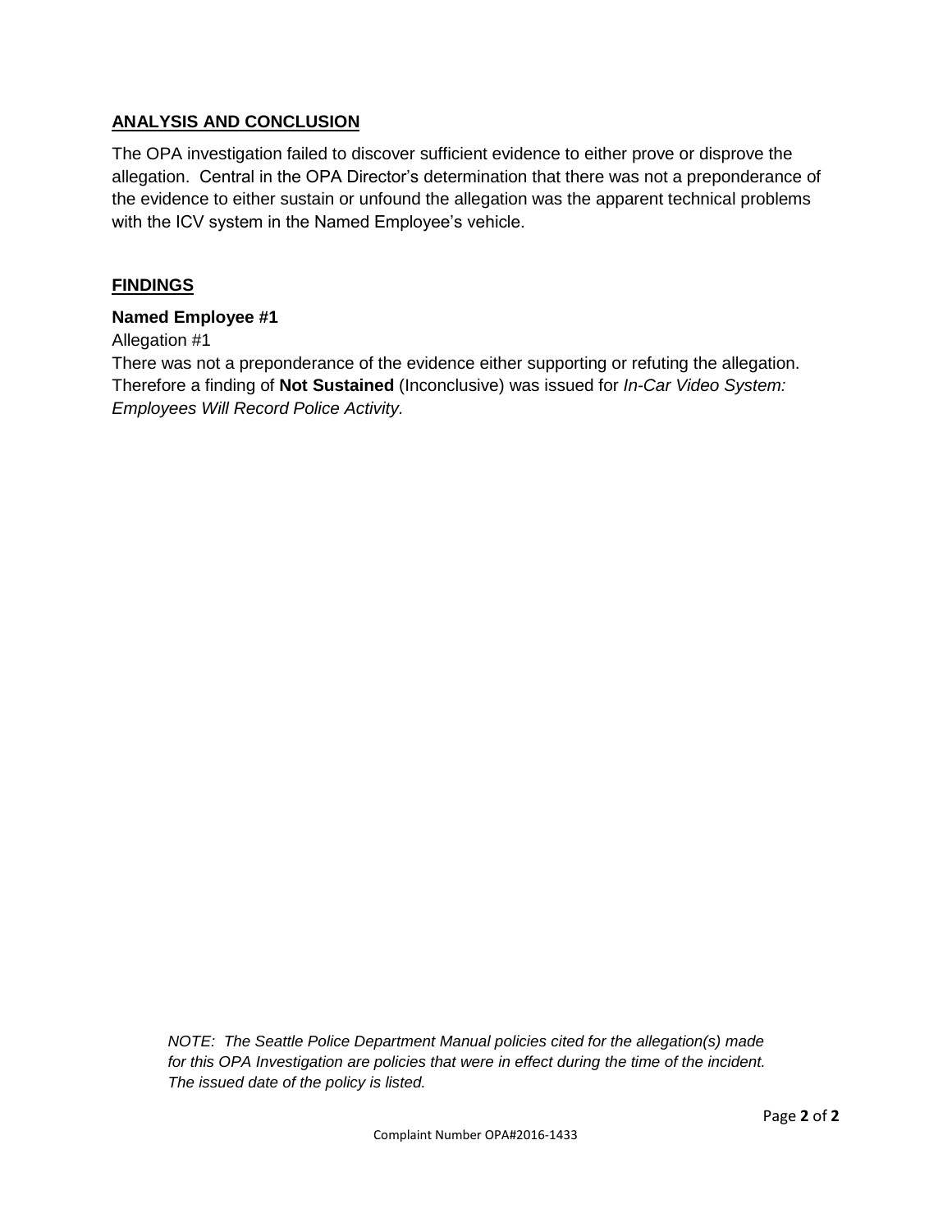## ANALYSIS AND CONCLUSION

The OPA investigation failed to discover sufficient evidence to either prove or disprove the allegation. Central in the OPA Director's determination that there was not a preponderance of the evidence to either sustain or unfound the allegation was the apparent technical problems with the ICV system in the Named Employee's vehicle.

## FINDINGS

**Named Employee #1**

Allegation #1

There was not a preponderance of the evidence either supporting or refuting the allegation. Therefore a finding of **Not Sustained** (Inconclusive) was issued for *In-Car Video System: Employees Will Record Police Activity.*

*NOTE: The Seattle Police Department Manual policies cited for the allegation(s) made for this OPA Investigation are policies that were in effect during the time of the incident. The issued date of the policy is listed.*

Complaint Number OPA#2016-1433